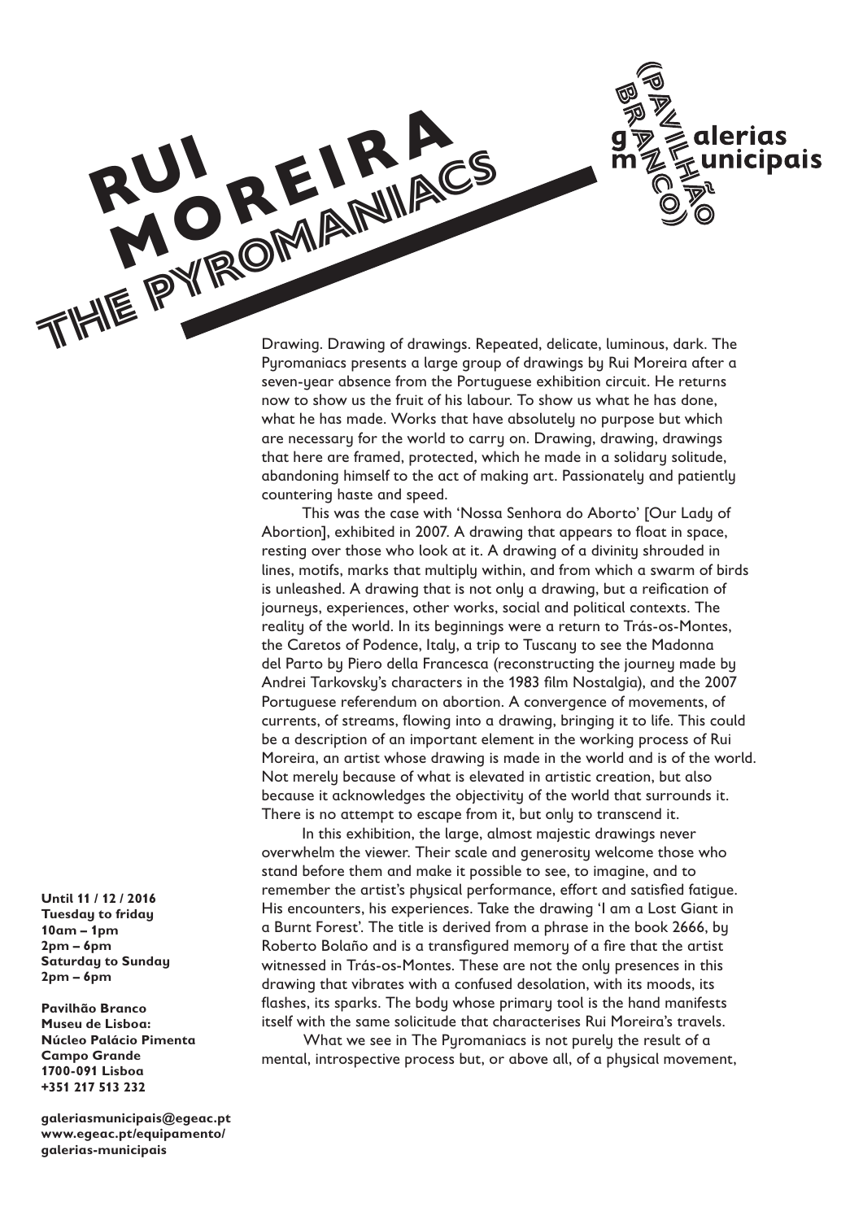# RUI MOREIRA
## THE PYROMANIACS

(PAVILHÃO BRANCO) galerias municipais

Drawing. Drawing of drawings. Repeated, delicate, luminous, dark. The Pyromaniacs presents a large group of drawings by Rui Moreira after a seven-year absence from the Portuguese exhibition circuit. He returns now to show us the fruit of his labour. To show us what he has done, what he has made. Works that have absolutely no purpose but which are necessary for the world to carry on. Drawing, drawing, drawings that here are framed, protected, which he made in a solidary solitude, abandoning himself to the act of making art. Passionately and patiently countering haste and speed.

This was the case with 'Nossa Senhora do Aborto' [Our Lady of Abortion], exhibited in 2007. A drawing that appears to float in space, resting over those who look at it. A drawing of a divinity shrouded in lines, motifs, marks that multiply within, and from which a swarm of birds is unleashed. A drawing that is not only a drawing, but a reification of journeys, experiences, other works, social and political contexts. The reality of the world. In its beginnings were a return to Trás-os-Montes, the Caretos of Podence, Italy, a trip to Tuscany to see the Madonna del Parto by Piero della Francesca (reconstructing the journey made by Andrei Tarkovsky's characters in the 1983 film Nostalgia), and the 2007 Portuguese referendum on abortion. A convergence of movements, of currents, of streams, flowing into a drawing, bringing it to life. This could be a description of an important element in the working process of Rui Moreira, an artist whose drawing is made in the world and is of the world. Not merely because of what is elevated in artistic creation, but also because it acknowledges the objectivity of the world that surrounds it. There is no attempt to escape from it, but only to transcend it.

In this exhibition, the large, almost majestic drawings never overwhelm the viewer. Their scale and generosity welcome those who stand before them and make it possible to see, to imagine, and to remember the artist's physical performance, effort and satisfied fatigue. His encounters, his experiences. Take the drawing 'I am a Lost Giant in a Burnt Forest'. The title is derived from a phrase in the book 2666, by Roberto Bolaño and is a transfigured memory of a fire that the artist witnessed in Trás-os-Montes. These are not the only presences in this drawing that vibrates with a confused desolation, with its moods, its flashes, its sparks. The body whose primary tool is the hand manifests itself with the same solicitude that characterises Rui Moreira's travels.

What we see in The Pyromaniacs is not purely the result of a mental, introspective process but, or above all, of a physical movement,

**Until 11 / 12 / 2016**
**Tuesday to friday**
**10am – 1pm**
**2pm – 6pm**
**Saturday to Sunday**
**2pm – 6pm**

**Pavilhão Branco**
**Museu de Lisboa:**
**Núcleo Palácio Pimenta**
**Campo Grande**
**1700-091 Lisboa**
**+351 217 513 232**

**galeriasmunicipais@egeac.pt**
**www.egeac.pt/equipamento/galerias-municipais**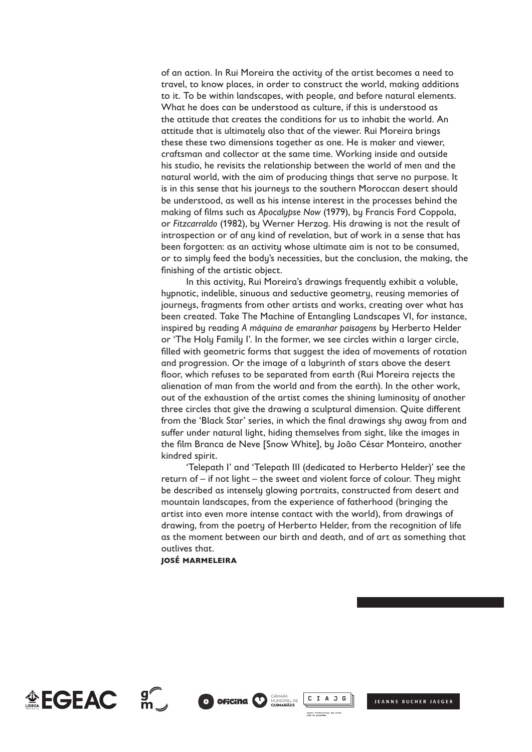of an action. In Rui Moreira the activity of the artist becomes a need to travel, to know places, in order to construct the world, making additions to it. To be within landscapes, with people, and before natural elements. What he does can be understood as culture, if this is understood as the attitude that creates the conditions for us to inhabit the world. An attitude that is ultimately also that of the viewer. Rui Moreira brings these these two dimensions together as one. He is maker and viewer, craftsman and collector at the same time. Working inside and outside his studio, he revisits the relationship between the world of men and the natural world, with the aim of producing things that serve no purpose. It is in this sense that his journeys to the southern Moroccan desert should be understood, as well as his intense interest in the processes behind the making of films such as *Apocalypse Now* (1979), by Francis Ford Coppola, or *Fitzcarraldo* (1982), by Werner Herzog. His drawing is not the result of introspection or of any kind of revelation, but of work in a sense that has been forgotten: as an activity whose ultimate aim is not to be consumed, or to simply feed the body's necessities, but the conclusion, the making, the finishing of the artistic object.

In this activity, Rui Moreira's drawings frequently exhibit a voluble, hypnotic, indelible, sinuous and seductive geometry, reusing memories of journeys, fragments from other artists and works, creating over what has been created. Take The Machine of Entangling Landscapes VI, for instance, inspired by reading *A máquina de emaranhar paisagens* by Herberto Helder or 'The Holy Family I'. In the former, we see circles within a larger circle, filled with geometric forms that suggest the idea of movements of rotation and progression. Or the image of a labyrinth of stars above the desert floor, which refuses to be separated from earth (Rui Moreira rejects the alienation of man from the world and from the earth). In the other work, out of the exhaustion of the artist comes the shining luminosity of another three circles that give the drawing a sculptural dimension. Quite different from the 'Black Star' series, in which the final drawings shy away from and suffer under natural light, hiding themselves from sight, like the images in the film Branca de Neve [Snow White], by João César Monteiro, another kindred spirit.

'Telepath I' and 'Telepath III (dedicated to Herberto Helder)' see the return of – if not light – the sweet and violent force of colour. They might be described as intensely glowing portraits, constructed from desert and mountain landscapes, from the experience of fatherhood (bringing the artist into even more intense contact with the world), from drawings of drawing, from the poetry of Herberto Helder, from the recognition of life as the moment between our birth and death, and of art as something that outlives that.

**JOSÉ MARMELEIRA**

EGEAC gm Oficina Câmara Municipal de Guimarães CIAJG Jeanne Bucher Jaeger